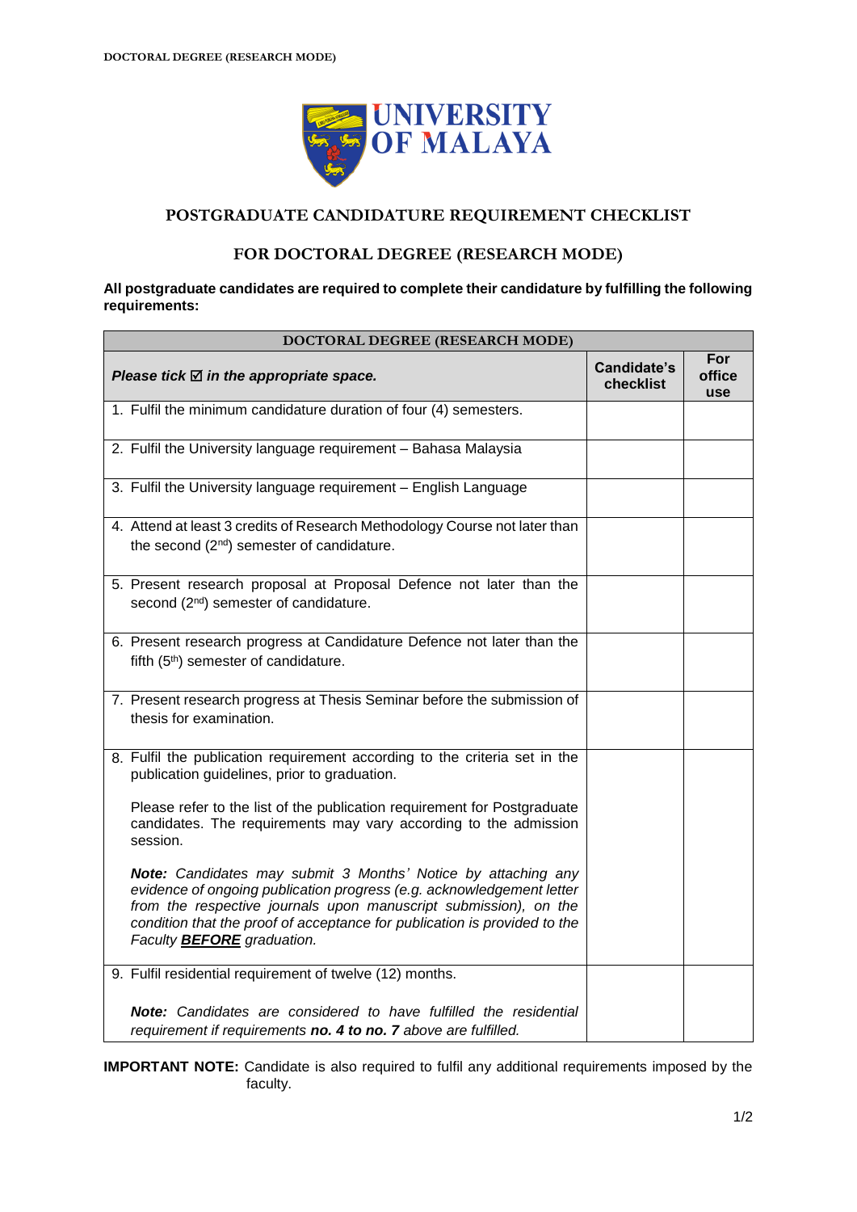# POSTGRADUATE CANDIDATURE REQUIREMENT CHECKLIST

## FOR DOCTORAL DEGREE (RESEARCH MODE)

**All postgraduate candidates are required to complete their candidature by fulfilling the following requirements:**

| DOCTORAL DEGREE (RESEARCH MODE) | | |
|---|---|---|
| ***Please tick ☑ in the appropriate space.*** | **Candidate's checklist** | **For office use** |
| 1. Fulfil the minimum candidature duration of four (4) semesters. | | |
| 2. Fulfil the University language requirement – Bahasa Malaysia | | |
| 3. Fulfil the University language requirement – English Language | | |
| 4. Attend at least 3 credits of Research Methodology Course not later than the second (2nd) semester of candidature. | | |
| 5. Present research proposal at Proposal Defence not later than the second (2nd) semester of candidature. | | |
| 6. Present research progress at Candidature Defence not later than the fifth (5th) semester of candidature. | | |
| 7. Present research progress at Thesis Seminar before the submission of thesis for examination. | | |
| 8. Fulfil the publication requirement according to the criteria set in the publication guidelines, prior to graduation.<br><br>Please refer to the list of the publication requirement for Postgraduate candidates. The requirements may vary according to the admission session.<br><br>***Note:*** *Candidates may submit 3 Months' Notice by attaching any evidence of ongoing publication progress (e.g. acknowledgement letter from the respective journals upon manuscript submission), on the condition that the proof of acceptance for publication is provided to the Faculty* ***BEFORE*** *graduation.* | | |
| 9. Fulfil residential requirement of twelve (12) months.<br><br>***Note:*** *Candidates are considered to have fulfilled the residential requirement if requirements* ***no. 4 to no. 7*** *above are fulfilled.* | | |

**IMPORTANT NOTE:** Candidate is also required to fulfil any additional requirements imposed by the faculty.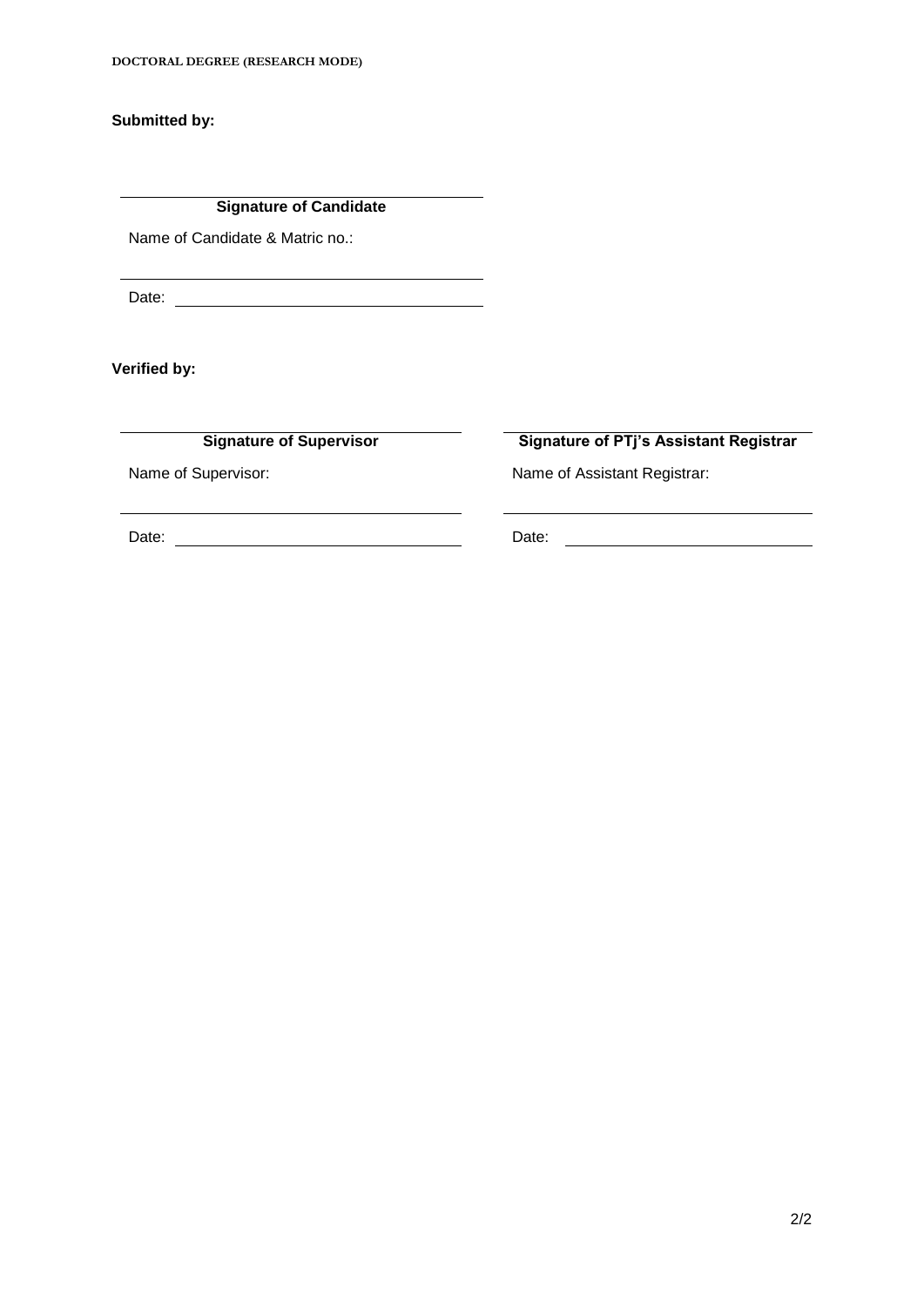**Submitted by:**

\_\_\_\_\_\_\_\_\_\_\_\_\_\_\_\_\_\_\_\_\_\_\_\_\_\_\_\_\_\_\_\_\_\_\_\_
**Signature of Candidate**

Name of Candidate & Matric no.:

\_\_\_\_\_\_\_\_\_\_\_\_\_\_\_\_\_\_\_\_\_\_\_\_\_\_\_\_\_\_\_\_\_\_\_\_

Date: \_\_\_\_\_\_\_\_\_\_\_\_\_\_\_\_\_\_\_\_\_\_\_\_\_\_\_\_\_\_

**Verified by:**

| **Signature of Supervisor** | **Signature of PTj's Assistant Registrar** |
|---|---|
| Name of Supervisor: | Name of Assistant Registrar: |
| \_\_\_\_\_\_\_\_\_\_\_\_\_\_\_\_\_\_\_\_\_\_\_\_\_\_\_\_\_\_ | \_\_\_\_\_\_\_\_\_\_\_\_\_\_\_\_\_\_\_\_\_\_\_\_\_\_\_\_\_\_ |
| Date: \_\_\_\_\_\_\_\_\_\_\_\_\_\_\_\_\_\_\_\_\_\_\_\_\_\_ | Date: \_\_\_\_\_\_\_\_\_\_\_\_\_\_\_\_\_\_\_\_\_\_\_\_\_\_ |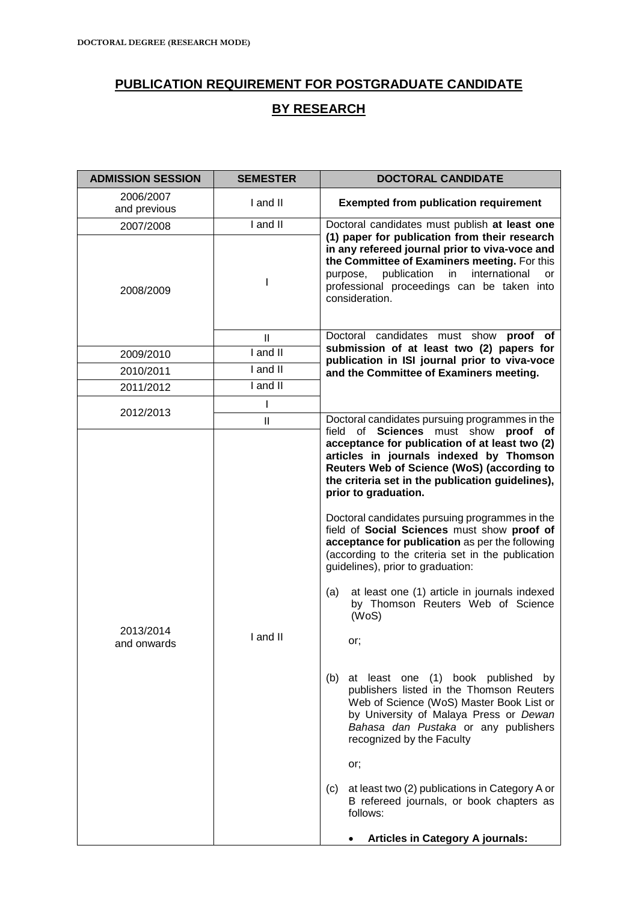**DOCTORAL DEGREE (RESEARCH MODE)**

# PUBLICATION REQUIREMENT FOR POSTGRADUATE CANDIDATE BY RESEARCH

| ADMISSION SESSION | SEMESTER | DOCTORAL CANDIDATE |
|---|---|---|
| 2006/2007 and previous | I and II | **Exempted from publication requirement** |
| 2007/2008 | I and II | Doctoral candidates must publish **at least one (1) paper for publication from their research in any refereed journal prior to viva-voce and the Committee of Examiners meeting.** For this purpose, publication in international or professional proceedings can be taken into consideration. |
| 2008/2009 | I | |
| | II | Doctoral candidates must show **proof of submission of at least two (2) papers for publication in ISI journal prior to viva-voce and the Committee of Examiners meeting.** |
| 2009/2010 | I and II | |
| 2010/2011 | I and II | |
| 2011/2012 | I and II | |
| 2012/2013 | I | |
| | II | Doctoral candidates pursuing programmes in the field of **Sciences** must show **proof of acceptance for publication of at least two (2) articles in journals indexed by Thomson Reuters Web of Science (WoS) (according to the criteria set in the publication guidelines), prior to graduation.**<br><br>Doctoral candidates pursuing programmes in the field of **Social Sciences** must show **proof of acceptance for publication** as per the following (according to the criteria set in the publication guidelines), prior to graduation:<br><br>(a) at least one (1) article in journals indexed by Thomson Reuters Web of Science (WoS)<br><br>or;<br><br>(b) at least one (1) book published by publishers listed in the Thomson Reuters Web of Science (WoS) Master Book List or by University of Malaya Press or *Dewan Bahasa dan Pustaka* or any publishers recognized by the Faculty<br><br>or;<br><br>(c) at least two (2) publications in Category A or B refereed journals, or book chapters as follows:<br><br>• **Articles in Category A journals:** |
| 2013/2014 and onwards | I and II | |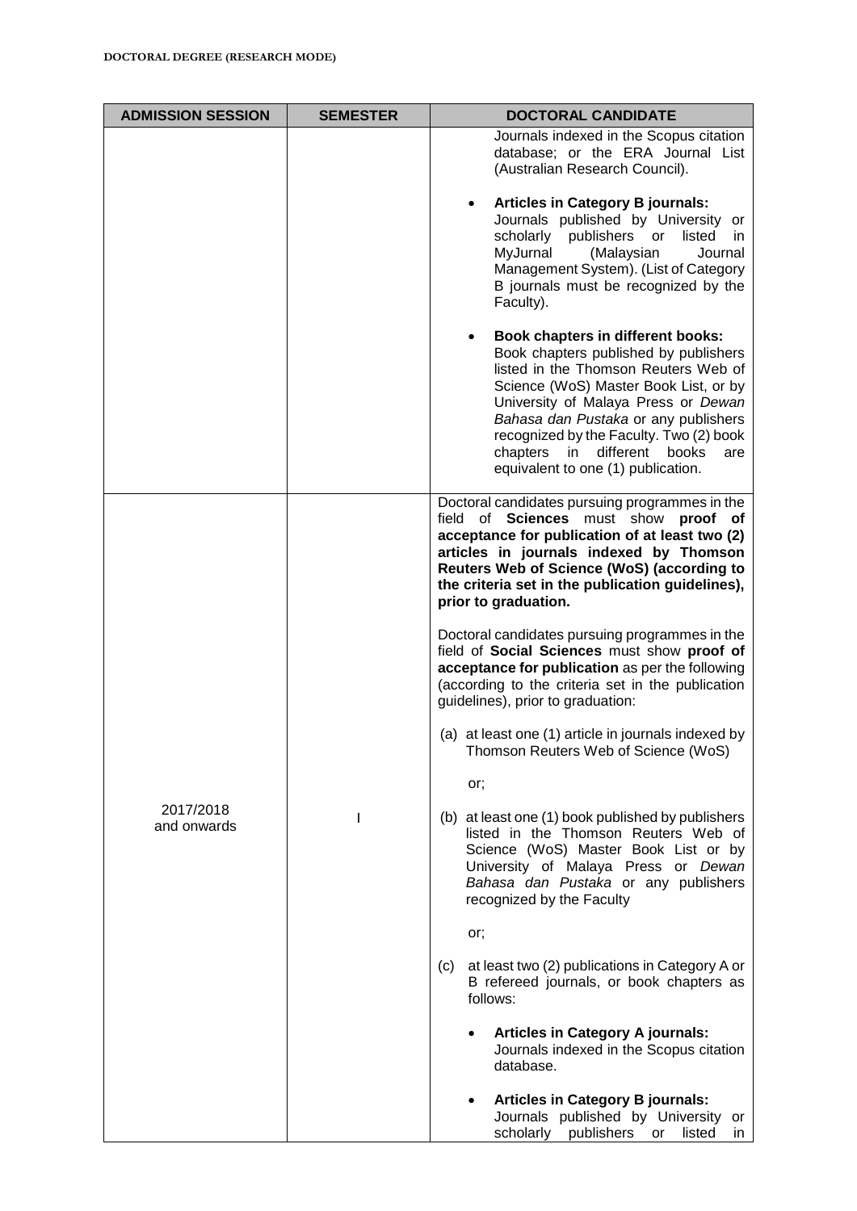**DOCTORAL DEGREE (RESEARCH MODE)**

| ADMISSION SESSION | SEMESTER | DOCTORAL CANDIDATE |
|---|---|---|
| | | Journals indexed in the Scopus citation database; or the ERA Journal List (Australian Research Council).<br><br>• **Articles in Category B journals:** Journals published by University or scholarly publishers or listed in MyJurnal (Malaysian Journal Management System). (List of Category B journals must be recognized by the Faculty).<br><br>• **Book chapters in different books:** Book chapters published by publishers listed in the Thomson Reuters Web of Science (WoS) Master Book List, or by University of Malaya Press or *Dewan Bahasa dan Pustaka* or any publishers recognized by the Faculty. Two (2) book chapters in different books are equivalent to one (1) publication. |
| 2017/2018 and onwards | I | Doctoral candidates pursuing programmes in the field of **Sciences** must show **proof of acceptance for publication of at least two (2) articles in journals indexed by Thomson Reuters Web of Science (WoS) (according to the criteria set in the publication guidelines), prior to graduation.**<br><br>Doctoral candidates pursuing programmes in the field of **Social Sciences** must show **proof of acceptance for publication** as per the following (according to the criteria set in the publication guidelines), prior to graduation:<br><br>(a) at least one (1) article in journals indexed by Thomson Reuters Web of Science (WoS)<br><br>or;<br><br>(b) at least one (1) book published by publishers listed in the Thomson Reuters Web of Science (WoS) Master Book List or by University of Malaya Press or *Dewan Bahasa dan Pustaka* or any publishers recognized by the Faculty<br><br>or;<br><br>(c) at least two (2) publications in Category A or B refereed journals, or book chapters as follows:<br><br>• **Articles in Category A journals:** Journals indexed in the Scopus citation database.<br><br>• **Articles in Category B journals:** Journals published by University or scholarly publishers or listed in |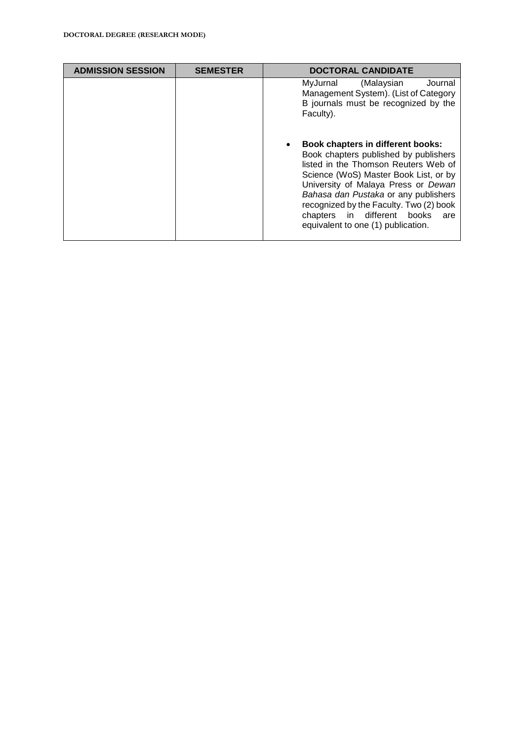| ADMISSION SESSION | SEMESTER | DOCTORAL CANDIDATE |
|---|---|---|
| | | MyJurnal (Malaysian Journal Management System). (List of Category B journals must be recognized by the Faculty).<br><br>• **Book chapters in different books:** Book chapters published by publishers listed in the Thomson Reuters Web of Science (WoS) Master Book List, or by University of Malaya Press or *Dewan Bahasa dan Pustaka* or any publishers recognized by the Faculty. Two (2) book chapters in different books are equivalent to one (1) publication. |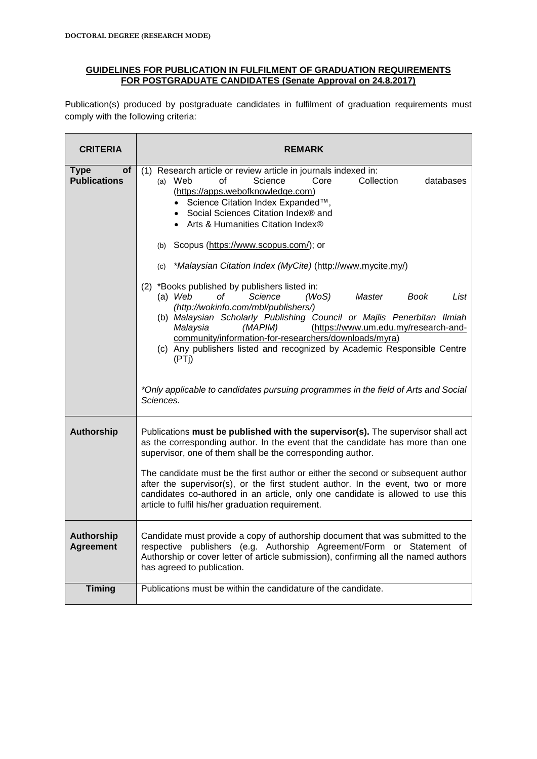**DOCTORAL DEGREE (RESEARCH MODE)**

## GUIDELINES FOR PUBLICATION IN FULFILMENT OF GRADUATION REQUIREMENTS FOR POSTGRADUATE CANDIDATES (Senate Approval on 24.8.2017)

Publication(s) produced by postgraduate candidates in fulfilment of graduation requirements must comply with the following criteria:

| CRITERIA | REMARK |
|---|---|
| **Type of Publications** | (1) Research article or review article in journals indexed in:<br>(a) Web of Science Core Collection databases (https://apps.webofknowledge.com)<br>• Science Citation Index Expanded™,<br>• Social Sciences Citation Index® and<br>• Arts & Humanities Citation Index®<br><br>(b) Scopus (https://www.scopus.com/); or<br><br>(c) *\*Malaysian Citation Index (MyCite)* (http://www.mycite.my/)<br><br>(2) \*Books published by publishers listed in:<br>(a) *Web of Science (WoS) Master Book List (http://wokinfo.com/mbl/publishers/)*<br>(b) *Malaysian Scholarly Publishing Council or Majlis Penerbitan Ilmiah Malaysia (MAPIM)* (https://www.um.edu.my/research-and-community/information-for-researchers/downloads/myra)<br>(c) Any publishers listed and recognized by Academic Responsible Centre (PTj)<br><br>*\*Only applicable to candidates pursuing programmes in the field of Arts and Social Sciences.* |
| **Authorship** | Publications **must be published with the supervisor(s).** The supervisor shall act as the corresponding author. In the event that the candidate has more than one supervisor, one of them shall be the corresponding author.<br><br>The candidate must be the first author or either the second or subsequent author after the supervisor(s), or the first student author. In the event, two or more candidates co-authored in an article, only one candidate is allowed to use this article to fulfil his/her graduation requirement. |
| **Authorship Agreement** | Candidate must provide a copy of authorship document that was submitted to the respective publishers (e.g. Authorship Agreement/Form or Statement of Authorship or cover letter of article submission), confirming all the named authors has agreed to publication. |
| **Timing** | Publications must be within the candidature of the candidate. |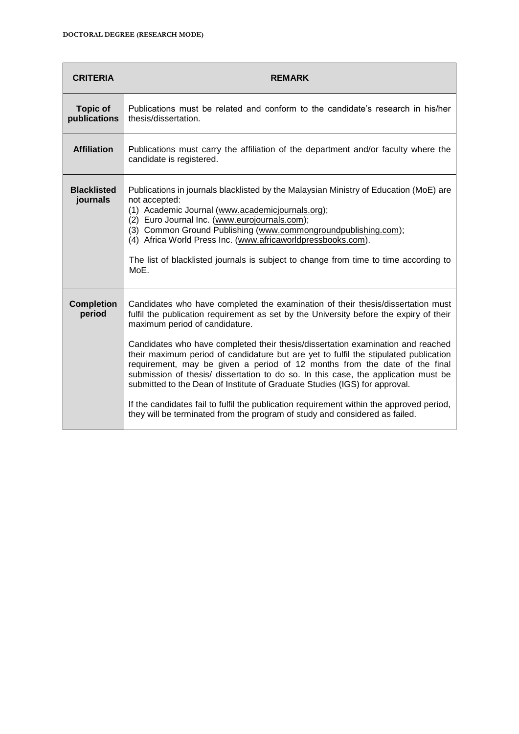| CRITERIA | REMARK |
| --- | --- |
| **Topic of publications** | Publications must be related and conform to the candidate's research in his/her thesis/dissertation. |
| **Affiliation** | Publications must carry the affiliation of the department and/or faculty where the candidate is registered. |
| **Blacklisted journals** | Publications in journals blacklisted by the Malaysian Ministry of Education (MoE) are not accepted:<br>(1) Academic Journal (www.academicjournals.org);<br>(2) Euro Journal Inc. (www.eurojournals.com);<br>(3) Common Ground Publishing (www.commongroundpublishing.com);<br>(4) Africa World Press Inc. (www.africaworldpressbooks.com).<br><br>The list of blacklisted journals is subject to change from time to time according to MoE. |
| **Completion period** | Candidates who have completed the examination of their thesis/dissertation must fulfil the publication requirement as set by the University before the expiry of their maximum period of candidature.<br><br>Candidates who have completed their thesis/dissertation examination and reached their maximum period of candidature but are yet to fulfil the stipulated publication requirement, may be given a period of 12 months from the date of the final submission of thesis/ dissertation to do so. In this case, the application must be submitted to the Dean of Institute of Graduate Studies (IGS) for approval.<br><br>If the candidates fail to fulfil the publication requirement within the approved period, they will be terminated from the program of study and considered as failed. |